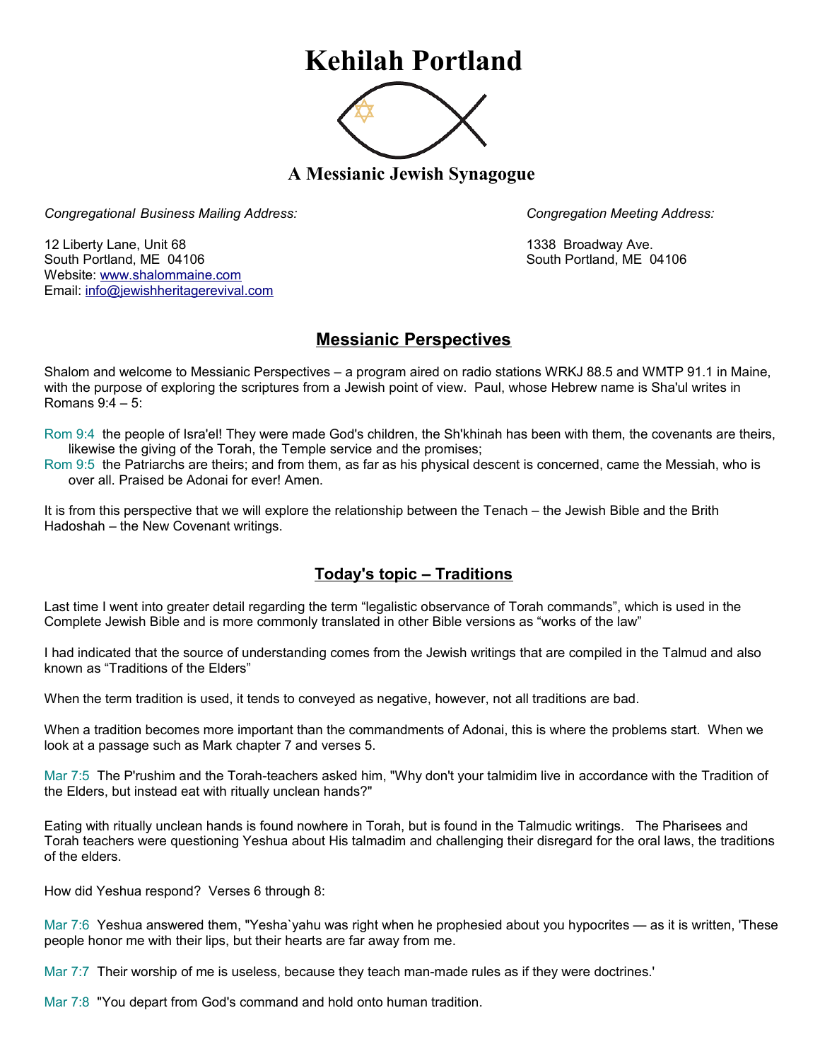# Kehilah Portland

### A Messianic Jewish Synagogue

*Congregational Business Mailing Address:*

12 Liberty Lane, Unit 68
South Portland, ME 04106
Website: www.shalommaine.com
Email: info@jewishheritagerevival.com

*Congregation Meeting Address:*

1338 Broadway Ave.
South Portland, ME 04106

## Messianic Perspectives

Shalom and welcome to Messianic Perspectives – a program aired on radio stations WRKJ 88.5 and WMTP 91.1 in Maine, with the purpose of exploring the scriptures from a Jewish point of view. Paul, whose Hebrew name is Sha'ul writes in Romans 9:4 – 5:

Rom 9:4 the people of Isra'el! They were made God's children, the Sh'khinah has been with them, the covenants are theirs, likewise the giving of the Torah, the Temple service and the promises;
Rom 9:5 the Patriarchs are theirs; and from them, as far as his physical descent is concerned, came the Messiah, who is over all. Praised be Adonai for ever! Amen.

It is from this perspective that we will explore the relationship between the Tenach – the Jewish Bible and the Brith Hadoshah – the New Covenant writings.

## Today's topic – Traditions

Last time I went into greater detail regarding the term "legalistic observance of Torah commands", which is used in the Complete Jewish Bible and is more commonly translated in other Bible versions as "works of the law"

I had indicated that the source of understanding comes from the Jewish writings that are compiled in the Talmud and also known as "Traditions of the Elders"

When the term tradition is used, it tends to conveyed as negative, however, not all traditions are bad.

When a tradition becomes more important than the commandments of Adonai, this is where the problems start. When we look at a passage such as Mark chapter 7 and verses 5.

Mar 7:5 The P'rushim and the Torah-teachers asked him, "Why don't your talmidim live in accordance with the Tradition of the Elders, but instead eat with ritually unclean hands?"

Eating with ritually unclean hands is found nowhere in Torah, but is found in the Talmudic writings. The Pharisees and Torah teachers were questioning Yeshua about His talmadim and challenging their disregard for the oral laws, the traditions of the elders.

How did Yeshua respond? Verses 6 through 8:

Mar 7:6 Yeshua answered them, "Yesha`yahu was right when he prophesied about you hypocrites — as it is written, 'These people honor me with their lips, but their hearts are far away from me.

Mar 7:7 Their worship of me is useless, because they teach man-made rules as if they were doctrines.'

Mar 7:8 "You depart from God's command and hold onto human tradition.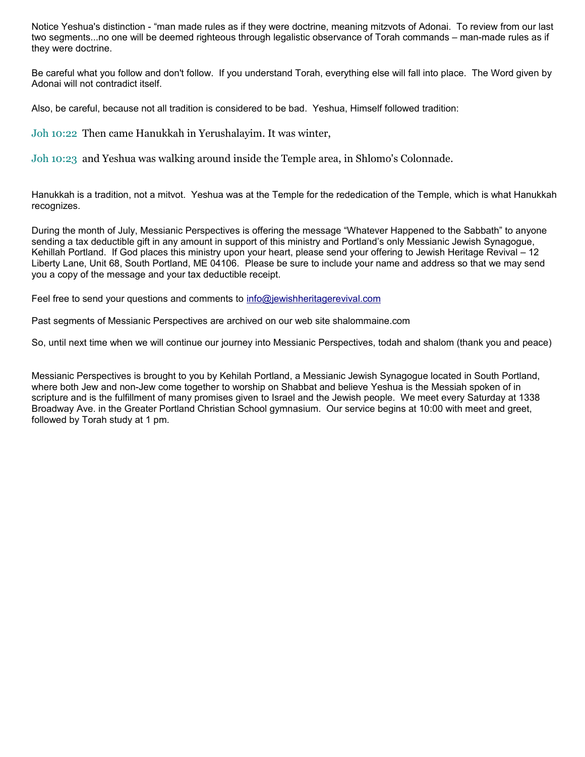Notice Yeshua's distinction - "man made rules as if they were doctrine, meaning mitzvots of Adonai. To review from our last two segments...no one will be deemed righteous through legalistic observance of Torah commands – man-made rules as if they were doctrine.

Be careful what you follow and don't follow. If you understand Torah, everything else will fall into place. The Word given by Adonai will not contradict itself.

Also, be careful, because not all tradition is considered to be bad. Yeshua, Himself followed tradition:

Joh 10:22 Then came Hanukkah in Yerushalayim. It was winter,

Joh 10:23 and Yeshua was walking around inside the Temple area, in Shlomo's Colonnade.

Hanukkah is a tradition, not a mitvot. Yeshua was at the Temple for the rededication of the Temple, which is what Hanukkah recognizes.

During the month of July, Messianic Perspectives is offering the message "Whatever Happened to the Sabbath" to anyone sending a tax deductible gift in any amount in support of this ministry and Portland's only Messianic Jewish Synagogue, Kehillah Portland. If God places this ministry upon your heart, please send your offering to Jewish Heritage Revival – 12 Liberty Lane, Unit 68, South Portland, ME 04106. Please be sure to include your name and address so that we may send you a copy of the message and your tax deductible receipt.

Feel free to send your questions and comments to info@jewishheritagerevival.com

Past segments of Messianic Perspectives are archived on our web site shalommaine.com

So, until next time when we will continue our journey into Messianic Perspectives, todah and shalom (thank you and peace)

Messianic Perspectives is brought to you by Kehilah Portland, a Messianic Jewish Synagogue located in South Portland, where both Jew and non-Jew come together to worship on Shabbat and believe Yeshua is the Messiah spoken of in scripture and is the fulfillment of many promises given to Israel and the Jewish people. We meet every Saturday at 1338 Broadway Ave. in the Greater Portland Christian School gymnasium. Our service begins at 10:00 with meet and greet, followed by Torah study at 1 pm.